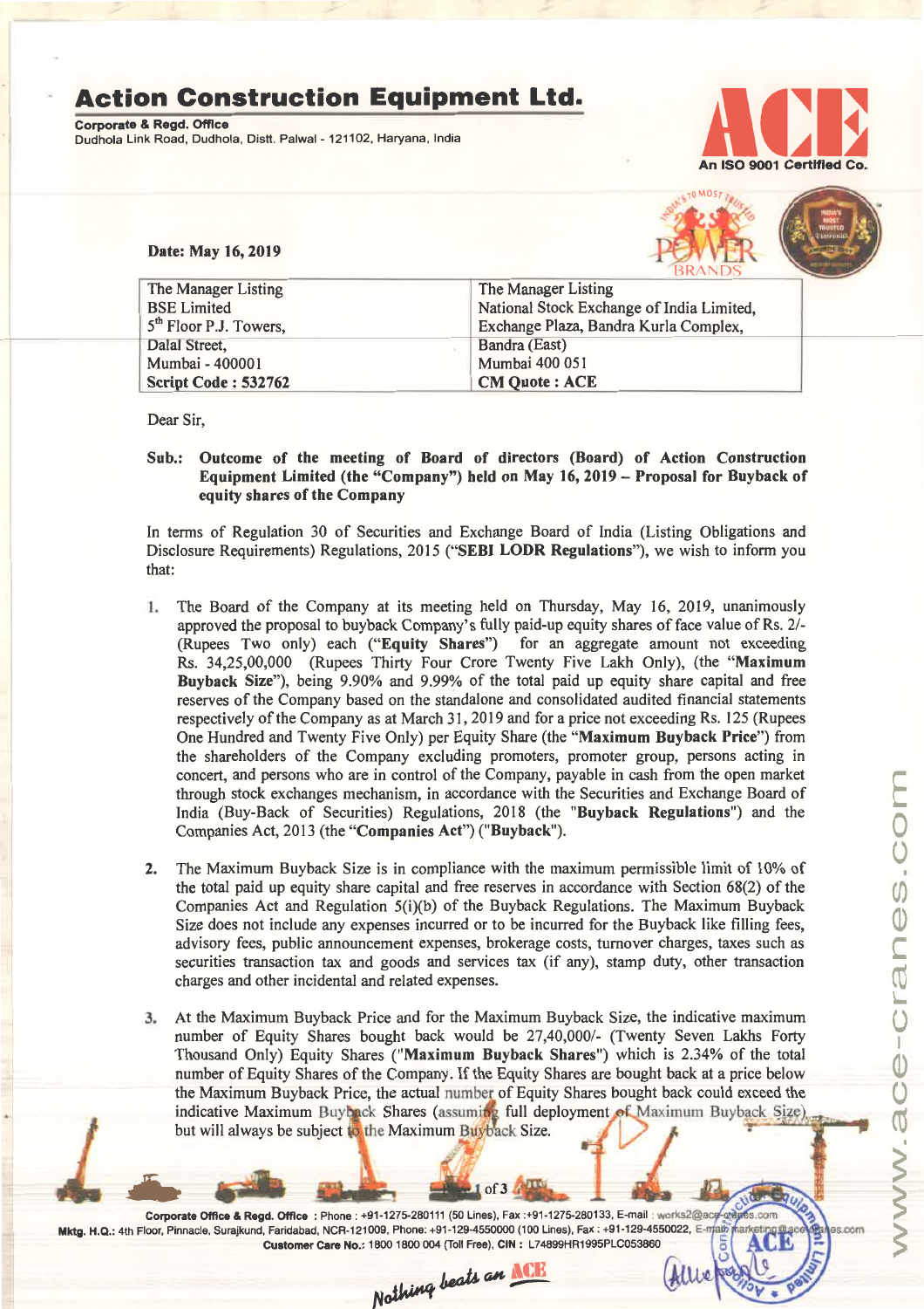# Action Construction Equipment Ltd.

**Corporate & Regd. Office**
Dudhola Link Road, Dudhola, Distt. Palwal - 121102, Haryana, India

An ISO 9001 Certified Co.

**Date: May 16, 2019**

| The Manager Listing | The Manager Listing |
|---|---|
| BSE Limited | National Stock Exchange of India Limited, |
| 5th Floor P.J. Towers, | Exchange Plaza, Bandra Kurla Complex, |
| Dalal Street, | Bandra (East) |
| Mumbai - 400001 | Mumbai 400 051 |
| **Script Code : 532762** | **CM Quote : ACE** |

Dear Sir,

**Sub.: Outcome of the meeting of Board of directors (Board) of Action Construction Equipment Limited (the "Company") held on May 16, 2019 – Proposal for Buyback of equity shares of the Company**

In terms of Regulation 30 of Securities and Exchange Board of India (Listing Obligations and Disclosure Requirements) Regulations, 2015 (**"SEBI LODR Regulations"**), we wish to inform you that:

1. The Board of the Company at its meeting held on Thursday, May 16, 2019, unanimously approved the proposal to buyback Company's fully paid-up equity shares of face value of Rs. 2/- (Rupees Two only) each (**"Equity Shares"**) for an aggregate amount not exceeding Rs. 34,25,00,000 (Rupees Thirty Four Crore Twenty Five Lakh Only), (the **"Maximum Buyback Size"**), being 9.90% and 9.99% of the total paid up equity share capital and free reserves of the Company based on the standalone and consolidated audited financial statements respectively of the Company as at March 31, 2019 and for a price not exceeding Rs. 125 (Rupees One Hundred and Twenty Five Only) per Equity Share (the **"Maximum Buyback Price"**) from the shareholders of the Company excluding promoters, promoter group, persons acting in concert, and persons who are in control of the Company, payable in cash from the open market through stock exchanges mechanism, in accordance with the Securities and Exchange Board of India (Buy-Back of Securities) Regulations, 2018 (the **"Buyback Regulations"**) and the Companies Act, 2013 (the **"Companies Act"**) (**"Buyback"**).

2. The Maximum Buyback Size is in compliance with the maximum permissible limit of 10% of the total paid up equity share capital and free reserves in accordance with Section 68(2) of the Companies Act and Regulation 5(i)(b) of the Buyback Regulations. The Maximum Buyback Size does not include any expenses incurred or to be incurred for the Buyback like filling fees, advisory fees, public announcement expenses, brokerage costs, turnover charges, taxes such as securities transaction tax and goods and services tax (if any), stamp duty, other transaction charges and other incidental and related expenses.

3. At the Maximum Buyback Price and for the Maximum Buyback Size, the indicative maximum number of Equity Shares bought back would be 27,40,000/- (Twenty Seven Lakhs Forty Thousand Only) Equity Shares (**"Maximum Buyback Shares"**) which is 2.34% of the total number of Equity Shares of the Company. If the Equity Shares are bought back at a price below the Maximum Buyback Price, the actual number of Equity Shares bought back could exceed the indicative Maximum Buyback Shares (assuming full deployment of Maximum Buyback Size), but will always be subject to the Maximum Buyback Size.

**Corporate Office & Regd. Office** : Phone : +91-1275-280111 (50 Lines), Fax :+91-1275-280133, E-mail : works2@ace-cranes.com
**Mktg. H.Q.:** 4th Floor, Pinnacle, Surajkund, Faridabad, NCR-121009, Phone: +91-129-4550000 (100 Lines), Fax : +91-129-4550022, E-mail: marketing@ace-cranes.com
**Customer Care No.:** 1800 1800 004 (Toll Free), **CIN :** L74899HR1995PLC053860

*Nothing beats an ACE*

www.ace-cranes.com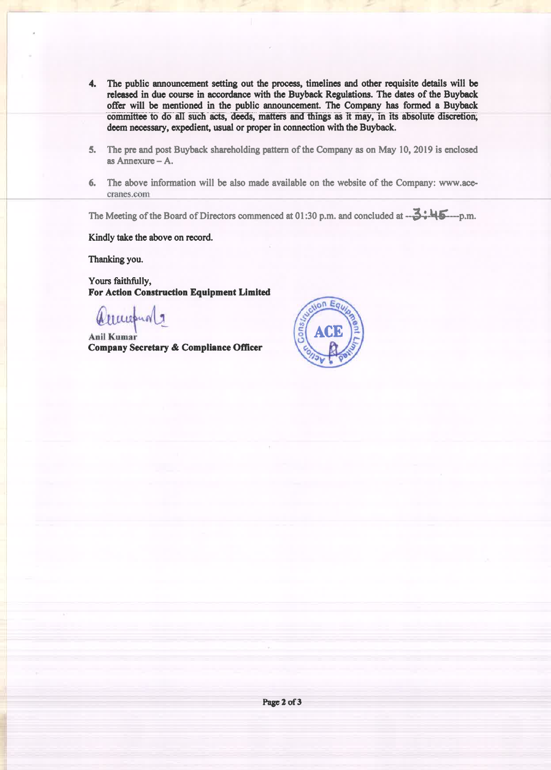4. The public announcement setting out the process, timelines and other requisite details will be released in due course in accordance with the Buyback Regulations. The dates of the Buyback offer will be mentioned in the public announcement. The Company has formed a Buyback committee to do all such acts, deeds, matters and things as it may, in its absolute discretion, deem necessary, expedient, usual or proper in connection with the Buyback.

5. The pre and post Buyback shareholding pattern of the Company as on May 10, 2019 is enclosed as Annexure – A.

6. The above information will be also made available on the website of the Company: www.ace-cranes.com

The Meeting of the Board of Directors commenced at 01:30 p.m. and concluded at --3:45----p.m.

Kindly take the above on record.

Thanking you.

Yours faithfully,
**For Action Construction Equipment Limited**

**Anil Kumar**
**Company Secretary & Compliance Officer**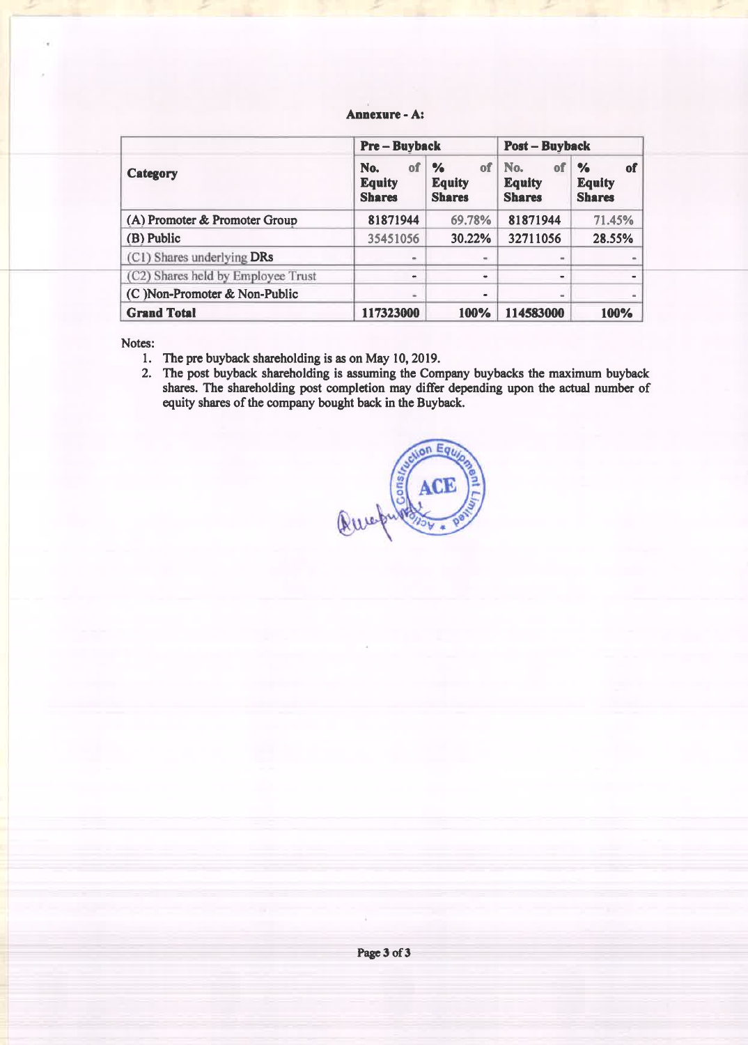**Annexure - A:**

| Category | Pre – Buyback | | Post – Buyback | |
|---|---|---|---|---|
| | No. of Equity Shares | % of Equity Shares | No. of Equity Shares | % of Equity Shares |
| (A) Promoter & Promoter Group | 81871944 | 69.78% | 81871944 | 71.45% |
| (B) Public | 35451056 | 30.22% | 32711056 | 28.55% |
| (C1) Shares underlying DRs | - | - | - | - |
| (C2) Shares held by Employee Trust | - | - | - | - |
| (C )Non-Promoter & Non-Public | - | - | - | - |
| **Grand Total** | **117323000** | **100%** | **114583000** | **100%** |

Notes:

1. The pre buyback shareholding is as on May 10, 2019.
2. The post buyback shareholding is assuming the Company buybacks the maximum buyback shares. The shareholding post completion may differ depending upon the actual number of equity shares of the company bought back in the Buyback.